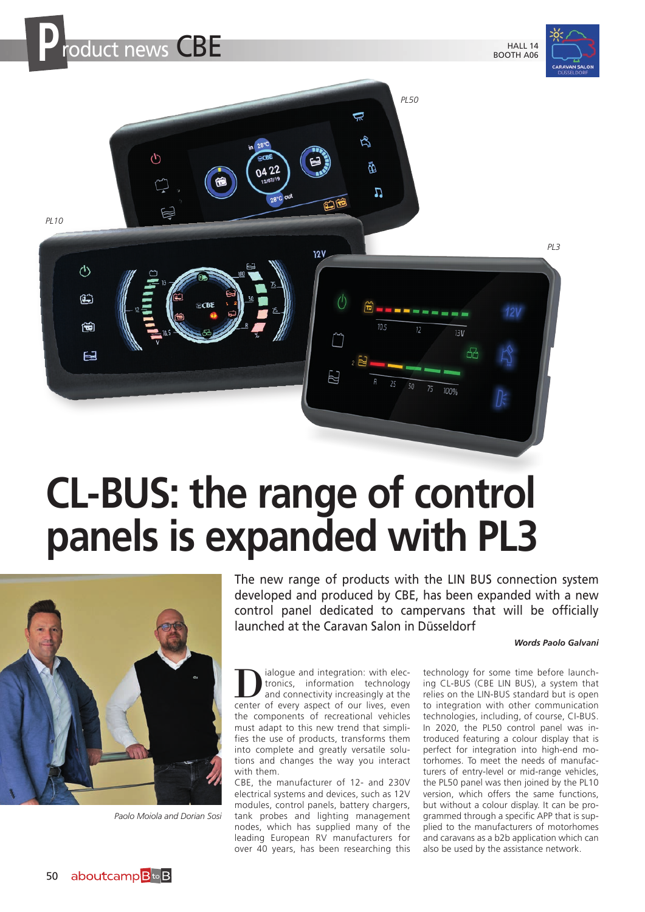# Product news CBE

HALL 14
BOOTH A06

PL50

PL10

PL3

# CL-BUS: the range of control panels is expanded with PL3

The new range of products with the LIN BUS connection system developed and produced by CBE, has been expanded with a new control panel dedicated to campervans that will be officially launched at the Caravan Salon in Düsseldorf

***Words Paolo Galvani***

*Paolo Moiola and Dorian Sosi*

Dialogue and integration: with electronics, information technology and connectivity increasingly at the center of every aspect of our lives, even the components of recreational vehicles must adapt to this new trend that simplifies the use of products, transforms them into complete and greatly versatile solutions and changes the way you interact with them.

CBE, the manufacturer of 12- and 230V electrical systems and devices, such as 12V modules, control panels, battery chargers, tank probes and lighting management nodes, which has supplied many of the leading European RV manufacturers for over 40 years, has been researching this technology for some time before launching CL-BUS (CBE LIN BUS), a system that relies on the LIN-BUS standard but is open to integration with other communication technologies, including, of course, CI-BUS. In 2020, the PL50 control panel was introduced featuring a colour display that is perfect for integration into high-end motorhomes. To meet the needs of manufacturers of entry-level or mid-range vehicles, the PL50 panel was then joined by the PL10 version, which offers the same functions, but without a colour display. It can be programmed through a specific APP that is supplied to the manufacturers of motorhomes and caravans as a b2b application which can also be used by the assistance network.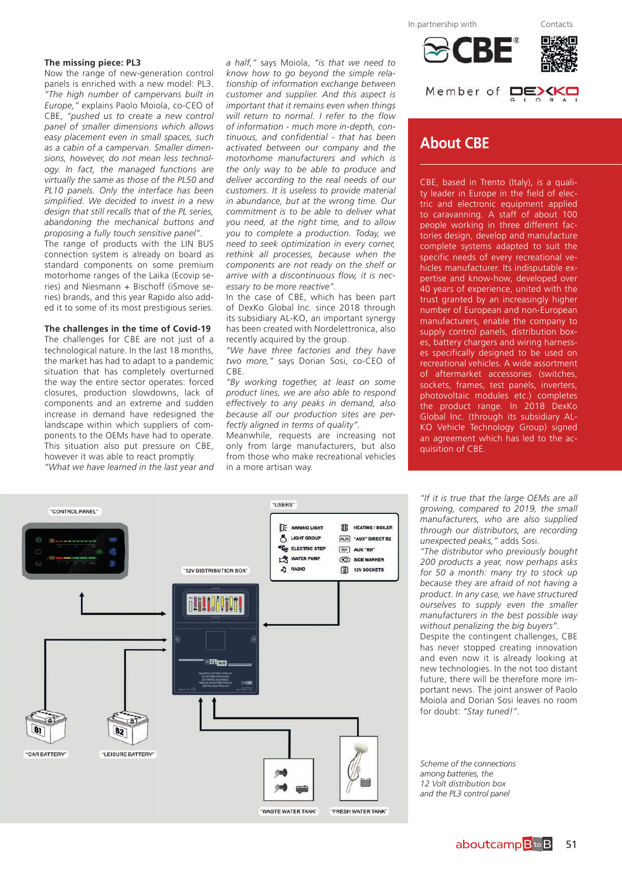### The missing piece: PL3

Now the range of new-generation control panels is enriched with a new model: PL3. *"The high number of campervans built in Europe,"* explains Paolo Moiola, co-CEO of CBE, *"pushed us to create a new control panel of smaller dimensions which allows easy placement even in small spaces, such as a cabin of a campervan. Smaller dimensions, however, do not mean less technology. In fact, the managed functions are virtually the same as those of the PL50 and PL10 panels. Only the interface has been simplified. We decided to invest in a new design that still recalls that of the PL series, abandoning the mechanical buttons and proposing a fully touch sensitive panel".*

The range of products with the LIN BUS connection system is already on board as standard components on some premium motorhome ranges of the Laika (Ecovip series) and Niesmann + Bischoff (iSmove series) brands, and this year Rapido also added it to some of its most prestigious series.

### The challenges in the time of Covid-19

The challenges for CBE are not just of a technological nature. In the last 18 months, the market has had to adapt to a pandemic situation that has completely overturned the way the entire sector operates: forced closures, production slowdowns, lack of components and an extreme and sudden increase in demand have redesigned the landscape within which suppliers of components to the OEMs have had to operate. This situation also put pressure on CBE, however it was able to react promptly.

*"What we have learned in the last year and a half,"* says Moiola, *"is that we need to know how to go beyond the simple relationship of information exchange between customer and supplier. And this aspect is important that it remains even when things will return to normal. I refer to the flow of information - much more in-depth, continuous, and confidential - that has been activated between our company and the motorhome manufacturers and which is the only way to be able to produce and deliver according to the real needs of our customers. It is useless to provide material in abundance, but at the wrong time. Our commitment is to be able to deliver what you need, at the right time, and to allow you to complete a production. Today, we need to seek optimization in every corner, rethink all processes, because when the components are not ready on the shelf or arrive with a discontinuous flow, it is necessary to be more reactive".*

In the case of CBE, which has been part of DexKo Global Inc. since 2018 through its subsidiary AL-KO, an important synergy has been created with Nordelettronica, also recently acquired by the group.

*"We have three factories and they have two more,"* says Dorian Sosi, co-CEO of CBE.

*"By working together, at least on some product lines, we are also able to respond effectively to any peaks in demand, also because all our production sites are perfectly aligned in terms of quality".*

Meanwhile, requests are increasing not only from large manufacturers, but also from those who make recreational vehicles in a more artisan way.

*"If it is true that the large OEMs are all growing, compared to 2019, the small manufacturers, who are also supplied through our distributors, are recording unexpected peaks,"* adds Sosi.

*"The distributor who previously bought 200 products a year, now perhaps asks for 50 a month: many try to stock up because they are afraid of not having a product. In any case, we have structured ourselves to supply even the smaller manufacturers in the best possible way without penalizing the big buyers".*

Despite the contingent challenges, CBE has never stopped creating innovation and even now it is already looking at new technologies. In the not too distant future, there will be therefore more important news. The joint answer of Paolo Moiola and Dorian Sosi leaves no room for doubt: *"Stay tuned!".*

In partnership with CBE — Contacts

Member of DEXKO GLOBAL

## About CBE

CBE, based in Trento (Italy), is a quality leader in Europe in the field of electric and electronic equipment applied to caravanning. A staff of about 100 people working in three different factories design, develop and manufacture complete systems adapted to suit the specific needs of every recreational vehicles manufacturer. Its indisputable expertise and know-how, developed over 40 years of experience, united with the trust granted by an increasingly higher number of European and non-European manufacturers, enable the company to supply control panels, distribution boxes, battery chargers and wiring harnesses specifically designed to be used on recreational vehicles. A wide assortment of aftermarket accessories (switches, sockets, frames, test panels, inverters, photovoltaic modules etc.) completes the product range. In 2018 DexKo Global Inc. (through its subsidiary AL-KO Vehicle Technology Group) signed an agreement which has led to the acquisition of CBE.

"CONTROL PANEL"
"USERS"
AWNING LIGHT
LIGHT GROUP
ELECTRIC STEP
WATER PUMP
RADIO
HEATING / BOILER
"AUX" DIRECT B2
AUX "RH"
SIDE MARKER
12V SOCKETS
"12V DISTRIBUTION BOX"
B1
B2
"CAR BATTERY"
"LEISURE BATTERY"
"WASTE WATER TANK"
"FRESH WATER TANK"

*Scheme of the connections among batteries, the 12 Volt distribution box and the PL3 control panel*